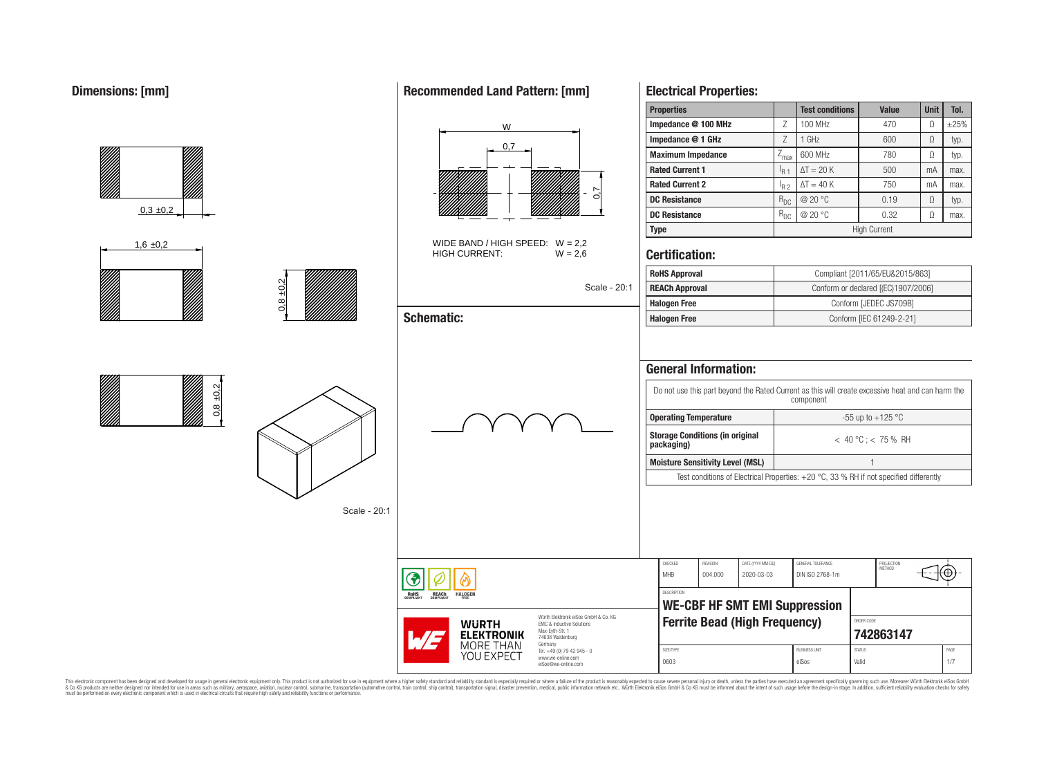## Dimensions: [mm]

0,3 ±0,2

1,6 ±0,2

0,8 ±0,2

0,8 ±0,2

Scale - 20:1

## Recommended Land Pattern: [mm]

W

0,7

0,7

WIDE BAND / HIGH SPEED: W = 2,2
HIGH CURRENT: W = 2,6

Scale - 20:1

## Schematic:

## Electrical Properties:

| Properties | | Test conditions | Value | Unit | Tol. |
|---|---|---|---|---|---|
| Impedance @ 100 MHz | $Z$ | 100 MHz | 470 | Ω | ±25% |
| Impedance @ 1 GHz | $Z$ | 1 GHz | 600 | Ω | typ. |
| Maximum Impedance | $Z_{max}$ | 600 MHz | 780 | Ω | typ. |
| Rated Current 1 | $I_{R1}$ | $\Delta T = 20$ K | 500 | mA | max. |
| Rated Current 2 | $I_{R2}$ | $\Delta T = 40$ K | 750 | mA | max. |
| DC Resistance | $R_{DC}$ | @ 20 °C | 0.19 | Ω | typ. |
| DC Resistance | $R_{DC}$ | @ 20 °C | 0.32 | Ω | max. |
| Type | | High Current | | | |

## Certification:

| | |
|---|---|
| RoHS Approval | Compliant [2011/65/EU&2015/863] |
| REACh Approval | Conform or declared [(EC)1907/2006] |
| Halogen Free | Conform [JEDEC JS709B] |
| Halogen Free | Conform [IEC 61249-2-21] |

## General Information:

Do not use this part beyond the Rated Current as this will create excessive heat and can harm the component

| | |
|---|---|
| Operating Temperature | -55 up to +125 °C |
| Storage Conditions (in original packaging) | < 40 °C ; < 75 % RH |
| Moisture Sensitivity Level (MSL) | 1 |

Test conditions of Electrical Properties: +20 °C, 33 % RH if not specified differently

| CHECKED | REVISION | DATE (YYYY-MM-DD) | GENERAL TOLERANCE | PROJECTION METHOD |
|---|---|---|---|---|
| MHB | 004.000 | 2020-03-03 | DIN ISO 2768-1m | |

DESCRIPTION
**WE-CBF HF SMT EMI Suppression Ferrite Bead (High Frequency)**

ORDER CODE: **742863147**

| SIZE/TYPE | BUSINESS UNIT | STATUS | PAGE |
|---|---|---|---|
| 0603 | eiSos | Valid | 1/7 |

RoHS COMPLIANT · REACh COMPLIANT · HALOGEN FREE

WÜRTH ELEKTRONIK MORE THAN YOU EXPECT

Würth Elektronik eiSos GmbH & Co. KG
EMC & Inductive Solutions
Max-Eyth-Str. 1
74638 Waldenburg
Germany
Tel. +49 (0) 79 42 945 - 0
www.we-online.com
eiSos@we-online.com

This electronic component has been designed and developed for usage in general electronic equipment only. This product is not authorized for use in equipment where a higher safety standard and reliability standard is especially required or where a failure of the product is reasonably expected to cause severe personal injury or death, unless the parties have executed an agreement specifically governing such use. Moreover Würth Elektronik eiSos GmbH & Co KG products are neither designed nor intended for use in areas such as military, aerospace, aviation, nuclear control, submarine, transportation (automotive control, train control, ship control), transportation signal, disaster prevention, medical, public information network etc.. Würth Elektronik eiSos GmbH & Co KG must be informed about the intent of such usage before the design-in stage. In addition, sufficient reliability evaluation checks for safety must be performed on every electronic component which is used in electrical circuits that require high safety and reliability functions or performance.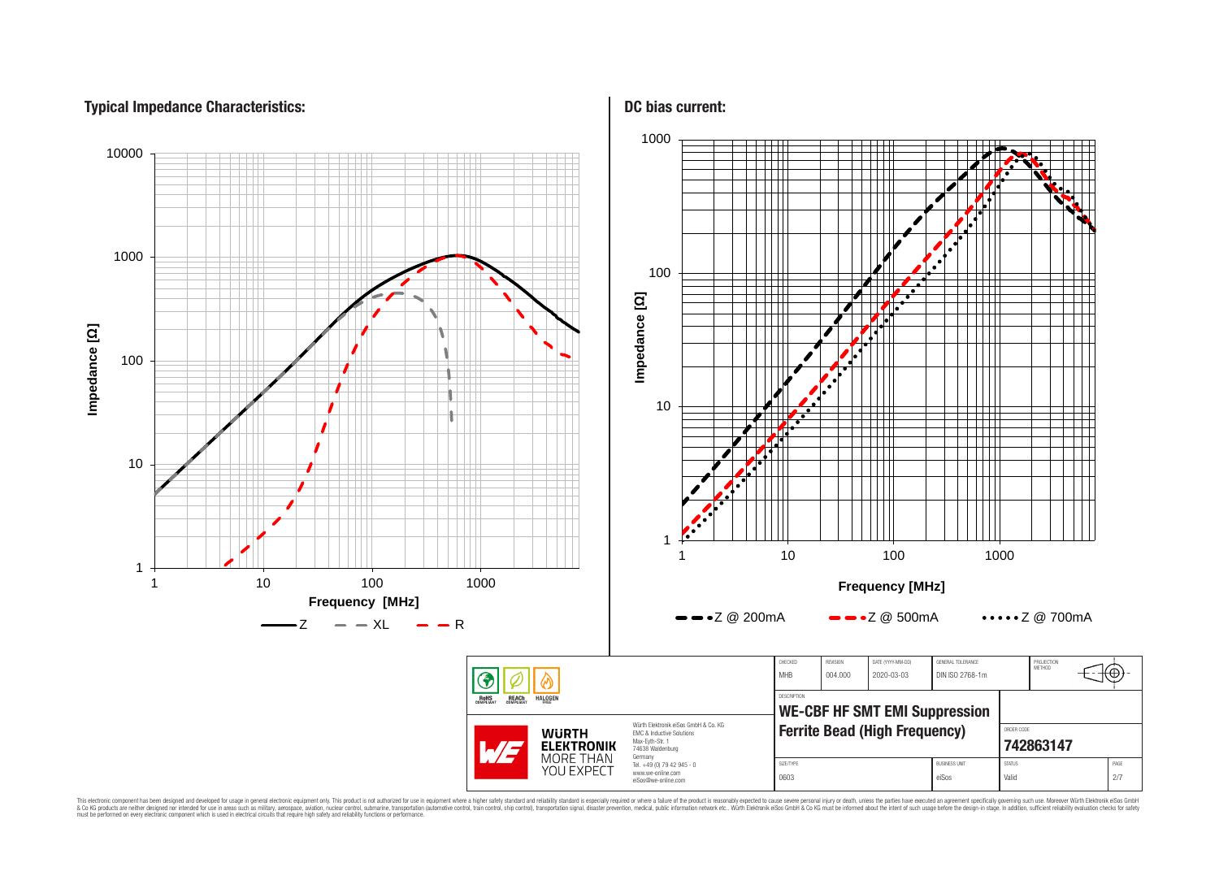## Typical Impedance Characteristics:

Impedance [Ω]

10000, 1000, 100, 10, 1

1, 10, 100, 1000

Frequency [MHz]

Z — XL — R

## DC bias current:

Impedance [Ω]

1000, 100, 10, 1

1, 10, 100, 1000

Frequency [MHz]

Z @ 200mA — Z @ 500mA — Z @ 700mA

| CHECKED | REVISION | DATE (YYYY-MM-DD) | GENERAL TOLERANCE | PROJECTION METHOD |
|---|---|---|---|---|
| MHB | 004.000 | 2020-03-03 | DIN ISO 2768-1m | |

DESCRIPTION

**WE-CBF HF SMT EMI Suppression Ferrite Bead (High Frequency)**

ORDER CODE

**742863147**

| SIZE/TYPE | BUSINESS UNIT | STATUS | PAGE |
|---|---|---|---|
| 0603 | eiSos | Valid | 2/7 |

RoHS COMPLIANT — REACh COMPLIANT — HALOGEN FREE

WÜRTH ELEKTRONIK MORE THAN YOU EXPECT

Würth Elektronik eiSos GmbH & Co. KG
EMC & Inductive Solutions
Max-Eyth-Str. 1
74638 Waldenburg
Germany
Tel. +49 (0) 79 42 945 - 0
www.we-online.com
eiSos@we-online.com

This electronic component has been designed and developed for usage in general electronic equipment only. This product is not authorized for use in equipment where a higher safety standard and reliability standard is especially required or where a failure of the product is reasonably expected to cause severe personal injury or death, unless the parties have executed an agreement specifically governing such use. Moreover Würth Elektronik eiSos GmbH & Co KG products are neither designed nor intended for use in areas such as military, aerospace, aviation, nuclear control, submarine, transportation (automotive control, train control, ship control), transportation signal, disaster prevention, medical, public information network etc.. Würth Elektronik eiSos GmbH & Co KG must be informed about the intent of such usage before the design-in stage. In addition, sufficient reliability evaluation checks for safety must be performed on every electronic component which is used in electrical circuits that require high safety and reliability functions or performance.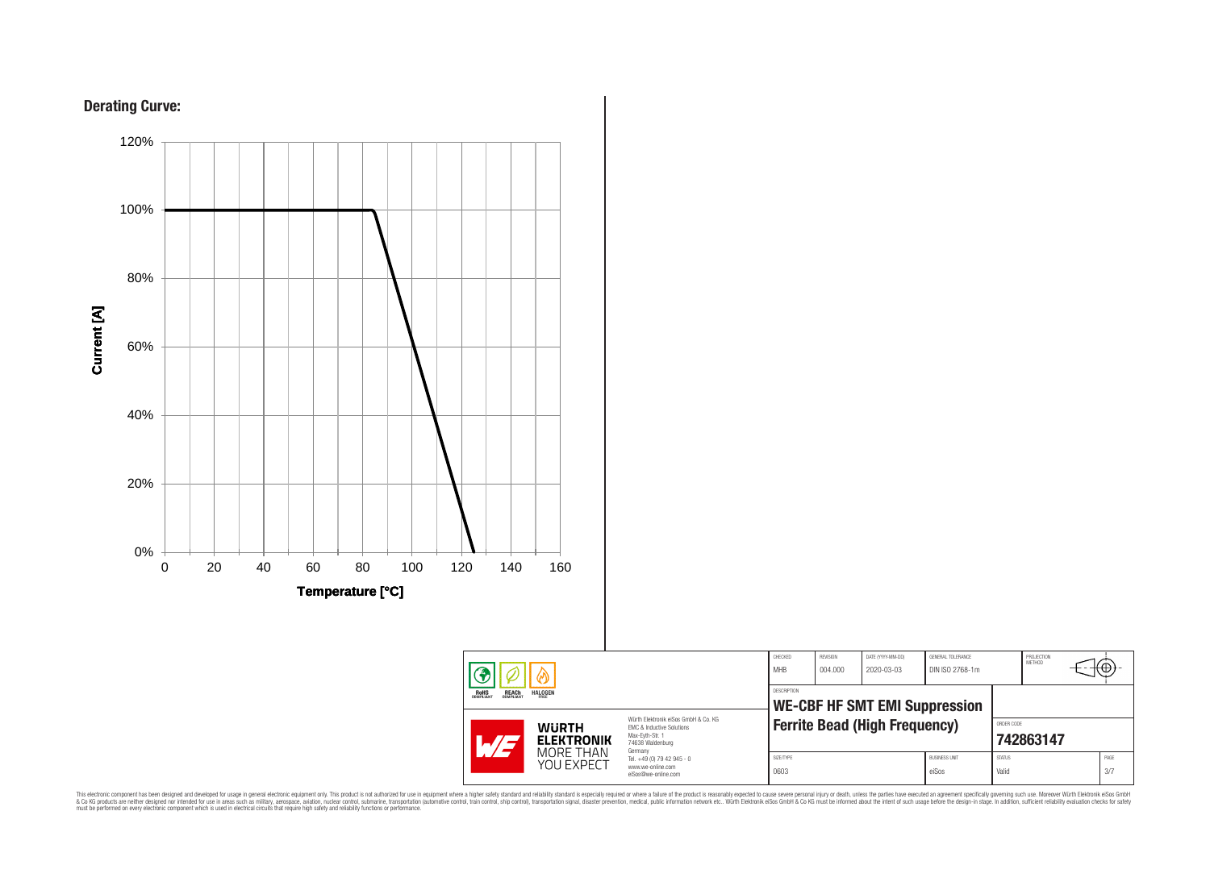## Derating Curve:

Current [A]

120%
100%
80%
60%
40%
20%
0%

0 20 40 60 80 100 120 140 160

Temperature [°C]

| CHECKED | REVISION | DATE (YYYY-MM-DD) | GENERAL TOLERANCE | PROJECTION METHOD |
| --- | --- | --- | --- | --- |
| MHB | 004.000 | 2020-03-03 | DIN ISO 2768-1m | |

DESCRIPTION

**WE-CBF HF SMT EMI Suppression Ferrite Bead (High Frequency)**

ORDER CODE

**742863147**

| SIZE/TYPE | BUSINESS UNIT | STATUS | PAGE |
| --- | --- | --- | --- |
| 0603 | eiSos | Valid | 3/7 |

RoHS COMPLIANT · REACh COMPLIANT · HALOGEN FREE

WÜRTH ELEKTRONIK MORE THAN YOU EXPECT

Würth Elektronik eiSos GmbH & Co. KG
EMC & Inductive Solutions
Max-Eyth-Str. 1
74638 Waldenburg
Germany
Tel. +49 (0) 79 42 945 - 0
www.we-online.com
eiSos@we-online.com

This electronic component has been designed and developed for usage in general electronic equipment only. This product is not authorized for use in equipment where a higher safety standard and reliability standard is especially required or where a failure of the product is reasonably expected to cause severe personal injury or death, unless the parties have executed an agreement specifically governing such use. Moreover Würth Elektronik eiSos GmbH & Co KG products are neither designed nor intended for use in areas such as military, aerospace, aviation, nuclear control, submarine, transportation (automotive control, train control, ship control), transportation signal, disaster prevention, medical, public information network etc.. Würth Elektronik eiSos GmbH & Co KG must be informed about the intent of such usage before the design-in stage. In addition, sufficient reliability evaluation checks for safety must be performed on every electronic component which is used in electrical circuits that require high safety and reliability functions or performance.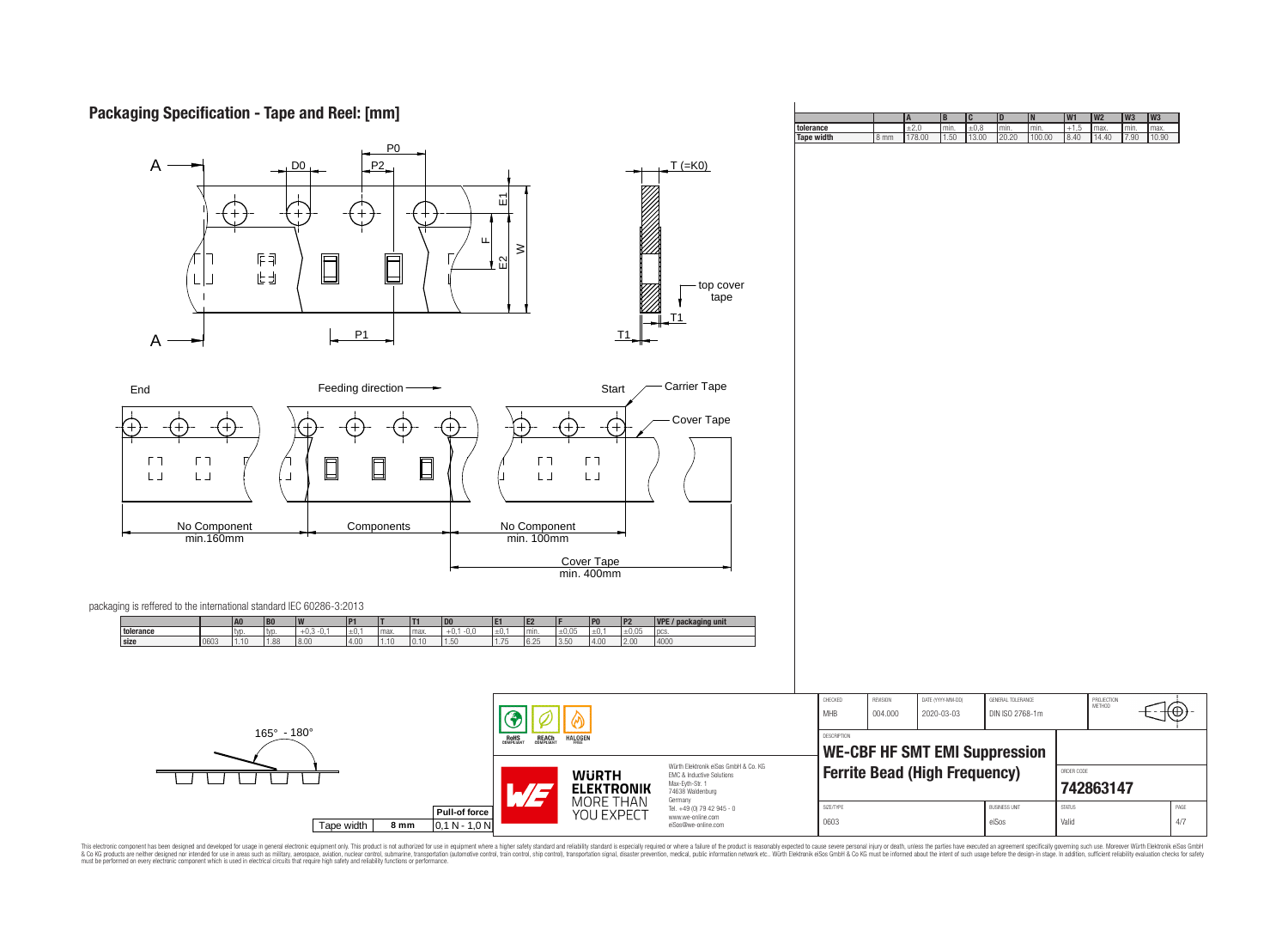# Packaging Specification - Tape and Reel: [mm]

A — D0 — P2 — P0 — E1 — F — W — E2 — T (=K0) — top cover tape — T1 — P1

End — Feeding direction — Start — Carrier Tape — Cover Tape

No Component min.160mm — Components — No Component min. 100mm — Cover Tape min. 400mm

packaging is reffered to the international standard IEC 60286-3:2013

| | | A0 | B0 | W | P1 | T | T1 | D0 | E1 | E2 | F | P0 | P2 | VPE / packaging unit |
|---|---|---|---|---|---|---|---|---|---|---|---|---|---|---|
| tolerance | | typ. | typ. | +0,3 -0,1 | ±0,1 | max. | max. | +0,1 -0,0 | ±0,1 | min. | ±0,05 | ±0,1 | ±0,05 | pcs. |
| size | 0603 | 1.10 | 1.88 | 8.00 | 4.00 | 1.10 | 0.10 | 1.50 | 1.75 | 6.25 | 3.50 | 4.00 | 2.00 | 4000 |

165° - 180°

| Tape width | Pull-of force |
|---|---|
| 8 mm | 0,1 N - 1,0 N |

| | | A | B | C | D | N | W1 | W2 | W3 | W3 |
|---|---|---|---|---|---|---|---|---|---|---|
| tolerance | | ±2,0 | min. | ±0,8 | min. | min. | +1,5 | max. | min. | max. |
| Tape width | 8 mm | 178.00 | 1.50 | 13.00 | 20.20 | 100.00 | 8.40 | 14.40 | 7.90 | 10.90 |

RoHS COMPLIANT — REACh COMPLIANT — HALOGEN FREE

WÜRTH ELEKTRONIK MORE THAN YOU EXPECT

Würth Elektronik eiSos GmbH & Co. KG
EMC & Inductive Solutions
Max-Eyth-Str. 1
74638 Waldenburg
Germany
Tel. +49 (0) 79 42 945 - 0
www.we-online.com
eiSos@we-online.com

| CHECKED | REVISION | DATE (YYYY-MM-DD) | GENERAL TOLERANCE | PROJECTION METHOD |
|---|---|---|---|---|
| MHB | 004.000 | 2020-03-03 | DIN ISO 2768-1m | |

DESCRIPTION

**WE-CBF HF SMT EMI Suppression Ferrite Bead (High Frequency)**

ORDER CODE: **742863147**

| SIZE/TYPE | BUSINESS UNIT | STATUS | PAGE |
|---|---|---|---|
| 0603 | eiSos | Valid | 4/7 |

This electronic component has been designed and developed for usage in general electronic equipment only. This product is not authorized for use in equipment where a higher safety standard and reliability standard is especially required or where a failure of the product is reasonably expected to cause severe personal injury or death, unless the parties have executed an agreement specifically governing such use. Moreover Würth Elektronik eiSos GmbH & Co KG products are neither designed nor intended for use in areas such as military, aerospace, aviation, nuclear control, submarine, transportation (automotive control, train control, ship control), transportation signal, disaster prevention, medical, public information network etc.. Würth Elektronik eiSos GmbH & Co KG must be informed about the intent of such usage before the design-in stage. In addition, sufficient reliability evaluation checks for safety must be performed on every electronic component which is used in electrical circuits that require high safety and reliability functions or performance.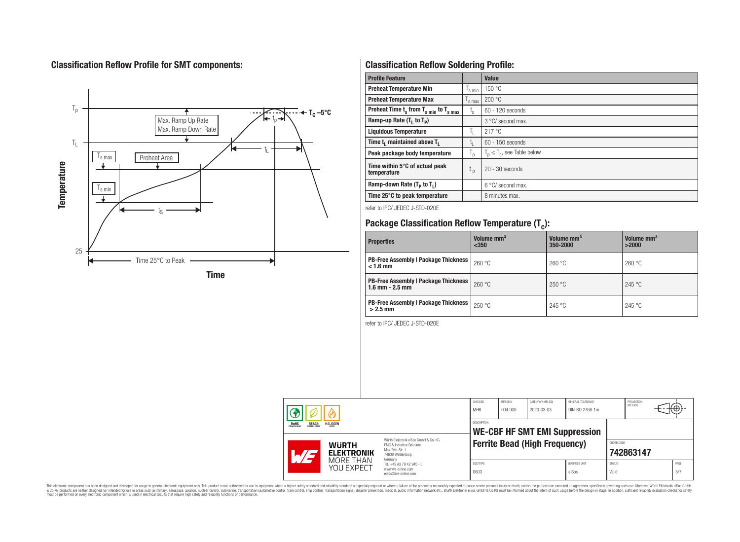## Classification Reflow Profile for SMT components:

## Classification Reflow Soldering Profile:

| Profile Feature | | Value |
|---|---|---|
| Preheat Temperature Min | $T_{s\ min}$ | 150 °C |
| Preheat Temperature Max | $T_{s\ max}$ | 200 °C |
| Preheat Time $t_s$ from $T_{s\ min}$ to $T_{s\ max}$ | $t_s$ | 60 - 120 seconds |
| Ramp-up Rate ($T_L$ to $T_P$) | | 3 °C/ second max. |
| Liquidous Temperature | $T_L$ | 217 °C |
| Time $t_L$ maintained above $T_L$ | $t_L$ | 60 - 150 seconds |
| Peak package body temperature | $T_p$ | $T_p \leq T_c$, see Table below |
| Time within 5°C of actual peak temperature | $t_p$ | 20 - 30 seconds |
| Ramp-down Rate ($T_P$ to $T_L$) | | 6 °C/ second max. |
| Time 25°C to peak temperature | | 8 minutes max. |

refer to IPC/ JEDEC J-STD-020E

## Package Classification Reflow Temperature ($T_c$):

| Properties | Volume mm³ <350 | Volume mm³ 350-2000 | Volume mm³ >2000 |
|---|---|---|---|
| PB-Free Assembly \| Package Thickness < 1.6 mm | 260 °C | 260 °C | 260 °C |
| PB-Free Assembly \| Package Thickness 1.6 mm - 2.5 mm | 260 °C | 250 °C | 245 °C |
| PB-Free Assembly \| Package Thickness > 2.5 mm | 250 °C | 245 °C | 245 °C |

refer to IPC/ JEDEC J-STD-020E

| CHECKED | REVISION | DATE (YYYY-MM-DD) | GENERAL TOLERANCE | PROJECTION METHOD |
|---|---|---|---|---|
| MHB | 004.000 | 2020-03-03 | DIN ISO 2768-1m | |

DESCRIPTION: **WE-CBF HF SMT EMI Suppression Ferrite Bead (High Frequency)**

ORDER CODE: **742863147**

| SIZE/TYPE | BUSINESS UNIT | STATUS | PAGE |
|---|---|---|---|
| 0603 | eiSos | Valid | 5/7 |

Würth Elektronik eiSos GmbH & Co. KG
EMC & Inductive Solutions
Max-Eyth-Str. 1
74638 Waldenburg
Germany
Tel. +49 (0) 79 42 945 - 0
www.we-online.com
eiSos@we-online.com

This electronic component has been designed and developed for usage in general electronic equipment only. This product is not authorized for use in equipment where a higher safety standard and reliability standard is especially required or where a failure of the product is reasonably expected to cause severe personal injury or death, unless the parties have executed an agreement specifically governing such use. Moreover Würth Elektronik eiSos GmbH & Co KG products are neither designed nor intended for use in areas such as military, aerospace, aviation, nuclear control, submarine, transportation (automotive control, train control, ship control), transportation signal, disaster prevention, medical, public information network etc.. Würth Elektronik eiSos GmbH & Co KG must be informed about the intent of such usage before the design-in stage. In addition, sufficient reliability evaluation checks for safety must be performed on every electronic component which is used in electrical circuits that require high safety and reliability functions or performance.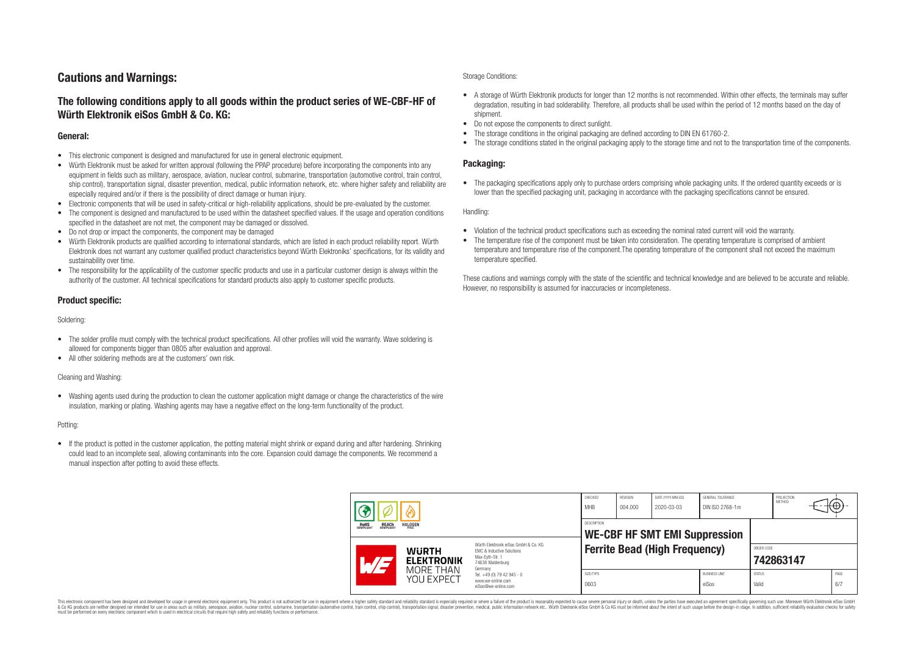# Cautions and Warnings:

## The following conditions apply to all goods within the product series of WE-CBF-HF of Würth Elektronik eiSos GmbH & Co. KG:

### General:

- This electronic component is designed and manufactured for use in general electronic equipment.
- Würth Elektronik must be asked for written approval (following the PPAP procedure) before incorporating the components into any equipment in fields such as military, aerospace, aviation, nuclear control, submarine, transportation (automotive control, train control, ship control), transportation signal, disaster prevention, medical, public information network, etc. where higher safety and reliability are especially required and/or if there is the possibility of direct damage or human injury.
- Electronic components that will be used in safety-critical or high-reliability applications, should be pre-evaluated by the customer.
- The component is designed and manufactured to be used within the datasheet specified values. If the usage and operation conditions specified in the datasheet are not met, the component may be damaged or dissolved.
- Do not drop or impact the components, the component may be damaged
- Würth Elektronik products are qualified according to international standards, which are listed in each product reliability report. Würth Elektronik does not warrant any customer qualified product characteristics beyond Würth Elektroniks' specifications, for its validity and sustainability over time.
- The responsibility for the applicability of the customer specific products and use in a particular customer design is always within the authority of the customer. All technical specifications for standard products also apply to customer specific products.

### Product specific:

Soldering:

- The solder profile must comply with the technical product specifications. All other profiles will void the warranty. Wave soldering is allowed for components bigger than 0805 after evaluation and approval.
- All other soldering methods are at the customers' own risk.

Cleaning and Washing:

- Washing agents used during the production to clean the customer application might damage or change the characteristics of the wire insulation, marking or plating. Washing agents may have a negative effect on the long-term functionality of the product.

Potting:

- If the product is potted in the customer application, the potting material might shrink or expand during and after hardening. Shrinking could lead to an incomplete seal, allowing contaminants into the core. Expansion could damage the components. We recommend a manual inspection after potting to avoid these effects.

Storage Conditions:

- A storage of Würth Elektronik products for longer than 12 months is not recommended. Within other effects, the terminals may suffer degradation, resulting in bad solderability. Therefore, all products shall be used within the period of 12 months based on the day of shipment.
- Do not expose the components to direct sunlight.
- The storage conditions in the original packaging are defined according to DIN EN 61760-2.
- The storage conditions stated in the original packaging apply to the storage time and not to the transportation time of the components.

### Packaging:

- The packaging specifications apply only to purchase orders comprising whole packaging units. If the ordered quantity exceeds or is lower than the specified packaging unit, packaging in accordance with the packaging specifications cannot be ensured.

Handling:

- Violation of the technical product specifications such as exceeding the nominal rated current will void the warranty.
- The temperature rise of the component must be taken into consideration. The operating temperature is comprised of ambient temperature and temperature rise of the component.The operating temperature of the component shall not exceed the maximum temperature specified.

These cautions and warnings comply with the state of the scientific and technical knowledge and are believed to be accurate and reliable. However, no responsibility is assumed for inaccuracies or incompleteness.

| CHECKED | REVISION | DATE (YYYY-MM-DD) | GENERAL TOLERANCE | PROJECTION METHOD |
|---|---|---|---|---|
| MHB | 004.000 | 2020-03-03 | DIN ISO 2768-1m | |

DESCRIPTION: **WE-CBF HF SMT EMI Suppression Ferrite Bead (High Frequency)**

ORDER CODE: **742863147**

| SIZE/TYPE | BUSINESS UNIT | STATUS | PAGE |
|---|---|---|---|
| 0603 | eiSos | Valid | 6/7 |

Würth Elektronik eiSos GmbH & Co. KG
EMC & Inductive Solutions
Max-Eyth-Str. 1
74638 Waldenburg
Germany
Tel. +49 (0) 79 42 945 - 0
www.we-online.com
eiSos@we-online.com

This electronic component has been designed and developed for usage in general electronic equipment only. This product is not authorized for use in equipment where a higher safety standard and reliability standard is especially required or where a failure of the product is reasonably expected to cause severe personal injury or death, unless the parties have executed an agreement specifically governing such use. Moreover Würth Elektronik eiSos GmbH & Co KG products are neither designed nor intended for use in areas such as military, aerospace, aviation, nuclear control, submarine, transportation (automotive control, train control, ship control), transportation signal, disaster prevention, medical, public information network etc.. Würth Elektronik eiSos GmbH & Co KG must be informed about the intent of such usage before the design-in stage. In addition, sufficient reliability evaluation checks for safety must be performed on every electronic component which is used in electrical circuits that require high safety and reliability functions or performance.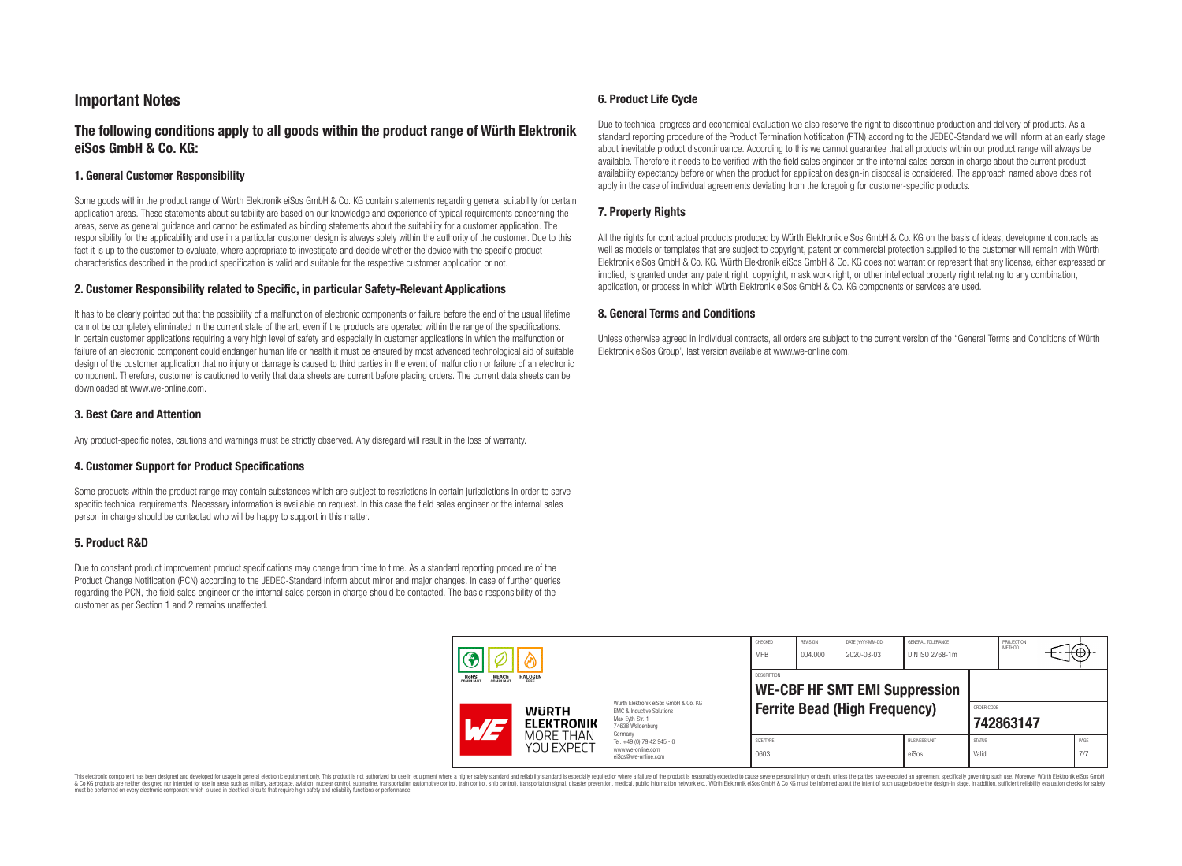# Important Notes

## The following conditions apply to all goods within the product range of Würth Elektronik eiSos GmbH & Co. KG:

### 1. General Customer Responsibility

Some goods within the product range of Würth Elektronik eiSos GmbH & Co. KG contain statements regarding general suitability for certain application areas. These statements about suitability are based on our knowledge and experience of typical requirements concerning the areas, serve as general guidance and cannot be estimated as binding statements about the suitability for a customer application. The responsibility for the applicability and use in a particular customer design is always solely within the authority of the customer. Due to this fact it is up to the customer to evaluate, where appropriate to investigate and decide whether the device with the specific product characteristics described in the product specification is valid and suitable for the respective customer application or not.

### 2. Customer Responsibility related to Specific, in particular Safety-Relevant Applications

It has to be clearly pointed out that the possibility of a malfunction of electronic components or failure before the end of the usual lifetime cannot be completely eliminated in the current state of the art, even if the products are operated within the range of the specifications. In certain customer applications requiring a very high level of safety and especially in customer applications in which the malfunction or failure of an electronic component could endanger human life or health it must be ensured by most advanced technological aid of suitable design of the customer application that no injury or damage is caused to third parties in the event of malfunction or failure of an electronic component. Therefore, customer is cautioned to verify that data sheets are current before placing orders. The current data sheets can be downloaded at www.we-online.com.

### 3. Best Care and Attention

Any product-specific notes, cautions and warnings must be strictly observed. Any disregard will result in the loss of warranty.

### 4. Customer Support for Product Specifications

Some products within the product range may contain substances which are subject to restrictions in certain jurisdictions in order to serve specific technical requirements. Necessary information is available on request. In this case the field sales engineer or the internal sales person in charge should be contacted who will be happy to support in this matter.

### 5. Product R&D

Due to constant product improvement product specifications may change from time to time. As a standard reporting procedure of the Product Change Notification (PCN) according to the JEDEC-Standard inform about minor and major changes. In case of further queries regarding the PCN, the field sales engineer or the internal sales person in charge should be contacted. The basic responsibility of the customer as per Section 1 and 2 remains unaffected.

### 6. Product Life Cycle

Due to technical progress and economical evaluation we also reserve the right to discontinue production and delivery of products. As a standard reporting procedure of the Product Termination Notification (PTN) according to the JEDEC-Standard we will inform at an early stage about inevitable product discontinuance. According to this we cannot guarantee that all products within our product range will always be available. Therefore it needs to be verified with the field sales engineer or the internal sales person in charge about the current product availability expectancy before or when the product for application design-in disposal is considered. The approach named above does not apply in the case of individual agreements deviating from the foregoing for customer-specific products.

### 7. Property Rights

All the rights for contractual products produced by Würth Elektronik eiSos GmbH & Co. KG on the basis of ideas, development contracts as well as models or templates that are subject to copyright, patent or commercial protection supplied to the customer will remain with Würth Elektronik eiSos GmbH & Co. KG. Würth Elektronik eiSos GmbH & Co. KG does not warrant or represent that any license, either expressed or implied, is granted under any patent right, copyright, mask work right, or other intellectual property right relating to any combination, application, or process in which Würth Elektronik eiSos GmbH & Co. KG components or services are used.

### 8. General Terms and Conditions

Unless otherwise agreed in individual contracts, all orders are subject to the current version of the "General Terms and Conditions of Würth Elektronik eiSos Group", last version available at www.we-online.com.

| | | | | | | |
|---|---|---|---|---|---|---|
| RoHS COMPLIANT / REACh COMPLIANT / HALOGEN FREE | CHECKED MHB | REVISION 004.000 | DATE (YYYY-MM-DD) 2020-03-03 | GENERAL TOLERANCE DIN ISO 2768-1m | PROJECTION METHOD | |
| WÜRTH ELEKTRONIK MORE THAN YOU EXPECT — Würth Elektronik eiSos GmbH & Co. KG, EMC & Inductive Solutions, Max-Eyth-Str. 1, 74638 Waldenburg, Germany, Tel. +49 (0) 79 42 945 - 0, www.we-online.com, eiSos@we-online.com | DESCRIPTION **WE-CBF HF SMT EMI Suppression Ferrite Bead (High Frequency)** | | | | ORDER CODE **742863147** | |
| | SIZE/TYPE 0603 | | | BUSINESS UNIT eiSos | STATUS Valid | PAGE 7/7 |

This electronic component has been designed and developed for usage in general electronic equipment only. This product is not authorized for use in equipment where a higher safety standard and reliability standard is especially required or where a failure of the product is reasonably expected to cause severe personal injury or death, unless the parties have executed an agreement specifically governing such use. Moreover Würth Elektronik eiSos GmbH & Co KG products are neither designed nor intended for use in areas such as military, aerospace, aviation, nuclear control, submarine, transportation (automotive control, train control, ship control), transportation signal, disaster prevention, medical, public information network etc.. Würth Elektronik eiSos GmbH & Co KG must be informed about the intent of such usage before the design-in stage. In addition, sufficient reliability evaluation checks for safety must be performed on every electronic component which is used in electrical circuits that require high safety and reliability functions or performance.